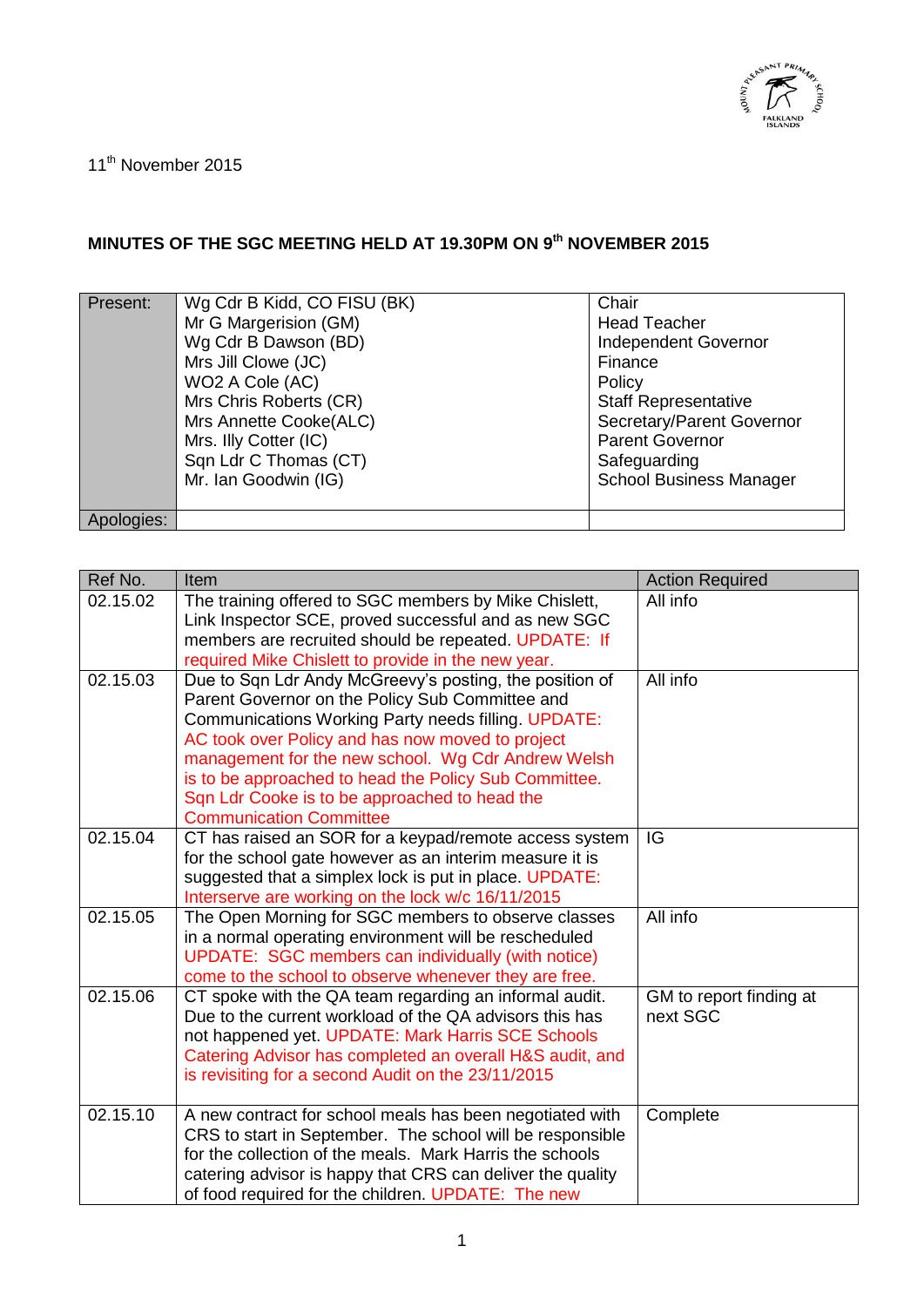11th November 2015

**MINUTES OF THE SGC MEETING HELD AT 19.30PM ON 9th NOVEMBER 2015**

| Present: | Wg Cdr B Kidd, CO FISU (BK) | Chair |
|---|---|---|
| | Mr G Margerision (GM) | Head Teacher |
| | Wg Cdr B Dawson (BD) | Independent Governor |
| | Mrs Jill Clowe (JC) | Finance |
| | WO2 A Cole (AC) | Policy |
| | Mrs Chris Roberts (CR) | Staff Representative |
| | Mrs Annette Cooke(ALC) | Secretary/Parent Governor |
| | Mrs. Illy Cotter (IC) | Parent Governor |
| | Sqn Ldr C Thomas (CT) | Safeguarding |
| | Mr. Ian Goodwin (IG) | School Business Manager |
| Apologies: | | |

| Ref No. | Item | Action Required |
|---|---|---|
| 02.15.02 | The training offered to SGC members by Mike Chislett, Link Inspector SCE, proved successful and as new SGC members are recruited should be repeated. UPDATE: If required Mike Chislett to provide in the new year. | All info |
| 02.15.03 | Due to Sqn Ldr Andy McGreevy's posting, the position of Parent Governor on the Policy Sub Committee and Communications Working Party needs filling. UPDATE: AC took over Policy and has now moved to project management for the new school. Wg Cdr Andrew Welsh is to be approached to head the Policy Sub Committee. Sqn Ldr Cooke is to be approached to head the Communication Committee | All info |
| 02.15.04 | CT has raised an SOR for a keypad/remote access system for the school gate however as an interim measure it is suggested that a simplex lock is put in place. UPDATE: Interserve are working on the lock w/c 16/11/2015 | IG |
| 02.15.05 | The Open Morning for SGC members to observe classes in a normal operating environment will be rescheduled UPDATE: SGC members can individually (with notice) come to the school to observe whenever they are free. | All info |
| 02.15.06 | CT spoke with the QA team regarding an informal audit. Due to the current workload of the QA advisors this has not happened yet. UPDATE: Mark Harris SCE Schools Catering Advisor has completed an overall H&S audit, and is revisiting for a second Audit on the 23/11/2015 | GM to report finding at next SGC |
| 02.15.10 | A new contract for school meals has been negotiated with CRS to start in September. The school will be responsible for the collection of the meals. Mark Harris the schools catering advisor is happy that CRS can deliver the quality of food required for the children. UPDATE: The new | Complete |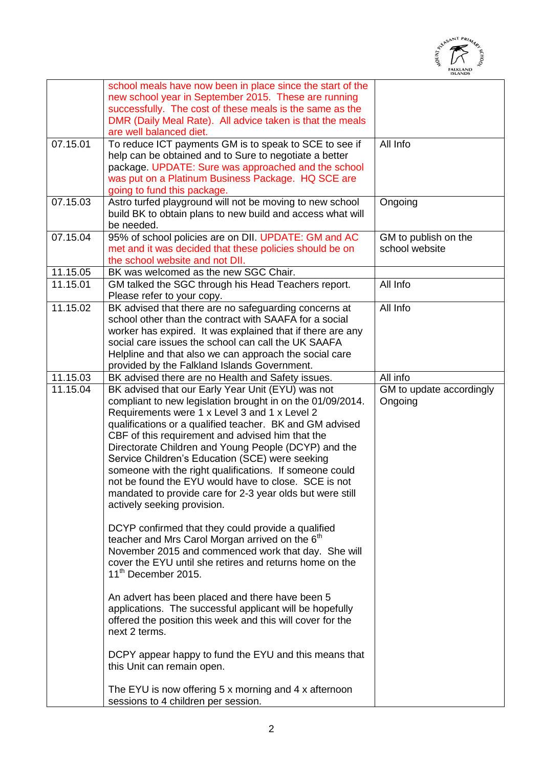|  |  |  |
| --- | --- | --- |
|  | school meals have now been in place since the start of the new school year in September 2015. These are running successfully. The cost of these meals is the same as the DMR (Daily Meal Rate). All advice taken is that the meals are well balanced diet. |  |
| 07.15.01 | To reduce ICT payments GM is to speak to SCE to see if help can be obtained and to Sure to negotiate a better package. UPDATE: Sure was approached and the school was put on a Platinum Business Package. HQ SCE are going to fund this package. | All Info |
| 07.15.03 | Astro turfed playground will not be moving to new school build BK to obtain plans to new build and access what will be needed. | Ongoing |
| 07.15.04 | 95% of school policies are on DII. UPDATE: GM and AC met and it was decided that these policies should be on the school website and not DII. | GM to publish on the school website |
| 11.15.05 | BK was welcomed as the new SGC Chair. |  |
| 11.15.01 | GM talked the SGC through his Head Teachers report. Please refer to your copy. | All Info |
| 11.15.02 | BK advised that there are no safeguarding concerns at school other than the contract with SAAFA for a social worker has expired. It was explained that if there are any social care issues the school can call the UK SAAFA Helpline and that also we can approach the social care provided by the Falkland Islands Government. | All Info |
| 11.15.03 | BK advised there are no Health and Safety issues. | All info |
| 11.15.04 | BK advised that our Early Year Unit (EYU) was not compliant to new legislation brought in on the 01/09/2014. Requirements were 1 x Level 3 and 1 x Level 2 qualifications or a qualified teacher. BK and GM advised CBF of this requirement and advised him that the Directorate Children and Young People (DCYP) and the Service Children's Education (SCE) were seeking someone with the right qualifications. If someone could not be found the EYU would have to close. SCE is not mandated to provide care for 2-3 year olds but were still actively seeking provision.<br><br>DCYP confirmed that they could provide a qualified teacher and Mrs Carol Morgan arrived on the 6th November 2015 and commenced work that day. She will cover the EYU until she retires and returns home on the 11th December 2015.<br><br>An advert has been placed and there have been 5 applications. The successful applicant will be hopefully offered the position this week and this will cover for the next 2 terms.<br><br>DCPY appear happy to fund the EYU and this means that this Unit can remain open.<br><br>The EYU is now offering 5 x morning and 4 x afternoon sessions to 4 children per session. | GM to update accordingly<br>Ongoing |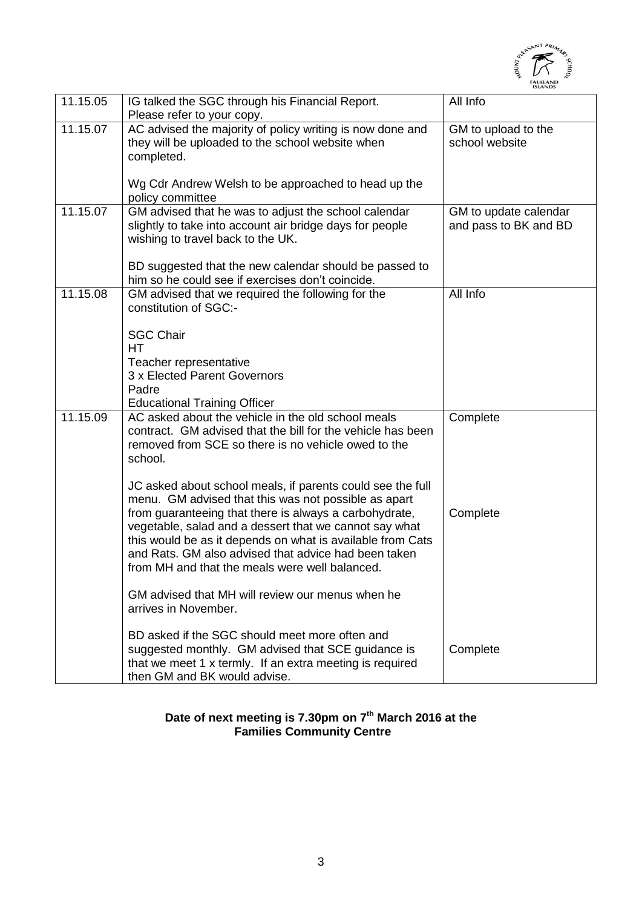| | | |
|---|---|---|
| 11.15.05 | IG talked the SGC through his Financial Report. Please refer to your copy. | All Info |
| 11.15.07 | AC advised the majority of policy writing is now done and they will be uploaded to the school website when completed.<br><br>Wg Cdr Andrew Welsh to be approached to head up the policy committee | GM to upload to the school website |
| 11.15.07 | GM advised that he was to adjust the school calendar slightly to take into account air bridge days for people wishing to travel back to the UK.<br><br>BD suggested that the new calendar should be passed to him so he could see if exercises don't coincide. | GM to update calendar and pass to BK and BD |
| 11.15.08 | GM advised that we required the following for the constitution of SGC:-<br><br>SGC Chair<br>HT<br>Teacher representative<br>3 x Elected Parent Governors<br>Padre<br>Educational Training Officer | All Info |
| 11.15.09 | AC asked about the vehicle in the old school meals contract. GM advised that the bill for the vehicle has been removed from SCE so there is no vehicle owed to the school.<br><br>JC asked about school meals, if parents could see the full menu. GM advised that this was not possible as apart from guaranteeing that there is always a carbohydrate, vegetable, salad and a dessert that we cannot say what this would be as it depends on what is available from Cats and Rats. GM also advised that advice had been taken from MH and that the meals were well balanced.<br><br>GM advised that MH will review our menus when he arrives in November.<br><br>BD asked if the SGC should meet more often and suggested monthly. GM advised that SCE guidance is that we meet 1 x termly. If an extra meeting is required then GM and BK would advise. | Complete<br><br>Complete<br><br>Complete |

**Date of next meeting is 7.30pm on 7th March 2016 at the Families Community Centre**